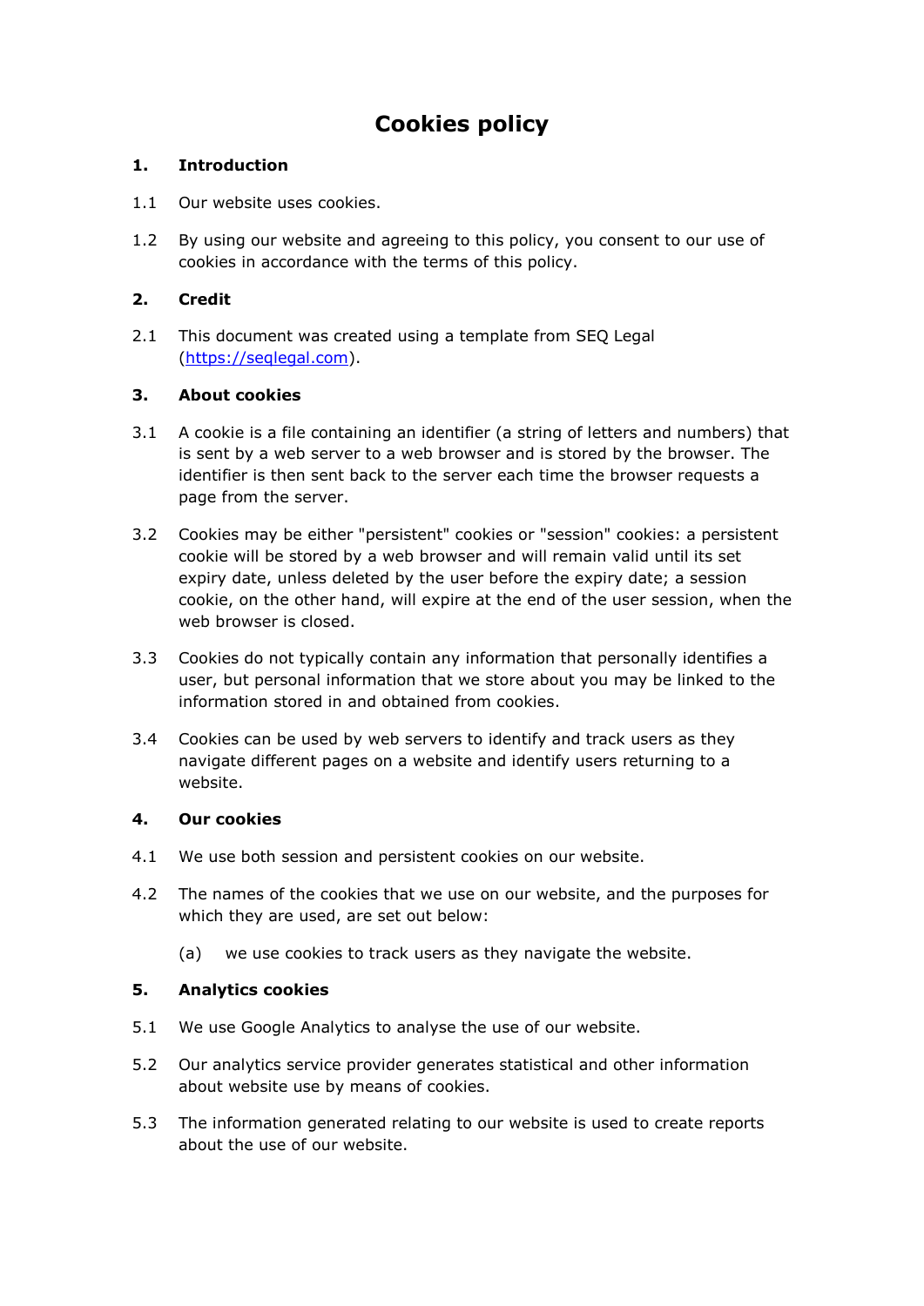# Cookies policy

## 1. Introduction

1.1 Our website uses cookies.

1.2 By using our website and agreeing to this policy, you consent to our use of cookies in accordance with the terms of this policy.

## 2. Credit

2.1 This document was created using a template from SEQ Legal (https://seqlegal.com).

## 3. About cookies

3.1 A cookie is a file containing an identifier (a string of letters and numbers) that is sent by a web server to a web browser and is stored by the browser. The identifier is then sent back to the server each time the browser requests a page from the server.

3.2 Cookies may be either "persistent" cookies or "session" cookies: a persistent cookie will be stored by a web browser and will remain valid until its set expiry date, unless deleted by the user before the expiry date; a session cookie, on the other hand, will expire at the end of the user session, when the web browser is closed.

3.3 Cookies do not typically contain any information that personally identifies a user, but personal information that we store about you may be linked to the information stored in and obtained from cookies.

3.4 Cookies can be used by web servers to identify and track users as they navigate different pages on a website and identify users returning to a website.

## 4. Our cookies

4.1 We use both session and persistent cookies on our website.

4.2 The names of the cookies that we use on our website, and the purposes for which they are used, are set out below:

(a) we use cookies to track users as they navigate the website.

## 5. Analytics cookies

5.1 We use Google Analytics to analyse the use of our website.

5.2 Our analytics service provider generates statistical and other information about website use by means of cookies.

5.3 The information generated relating to our website is used to create reports about the use of our website.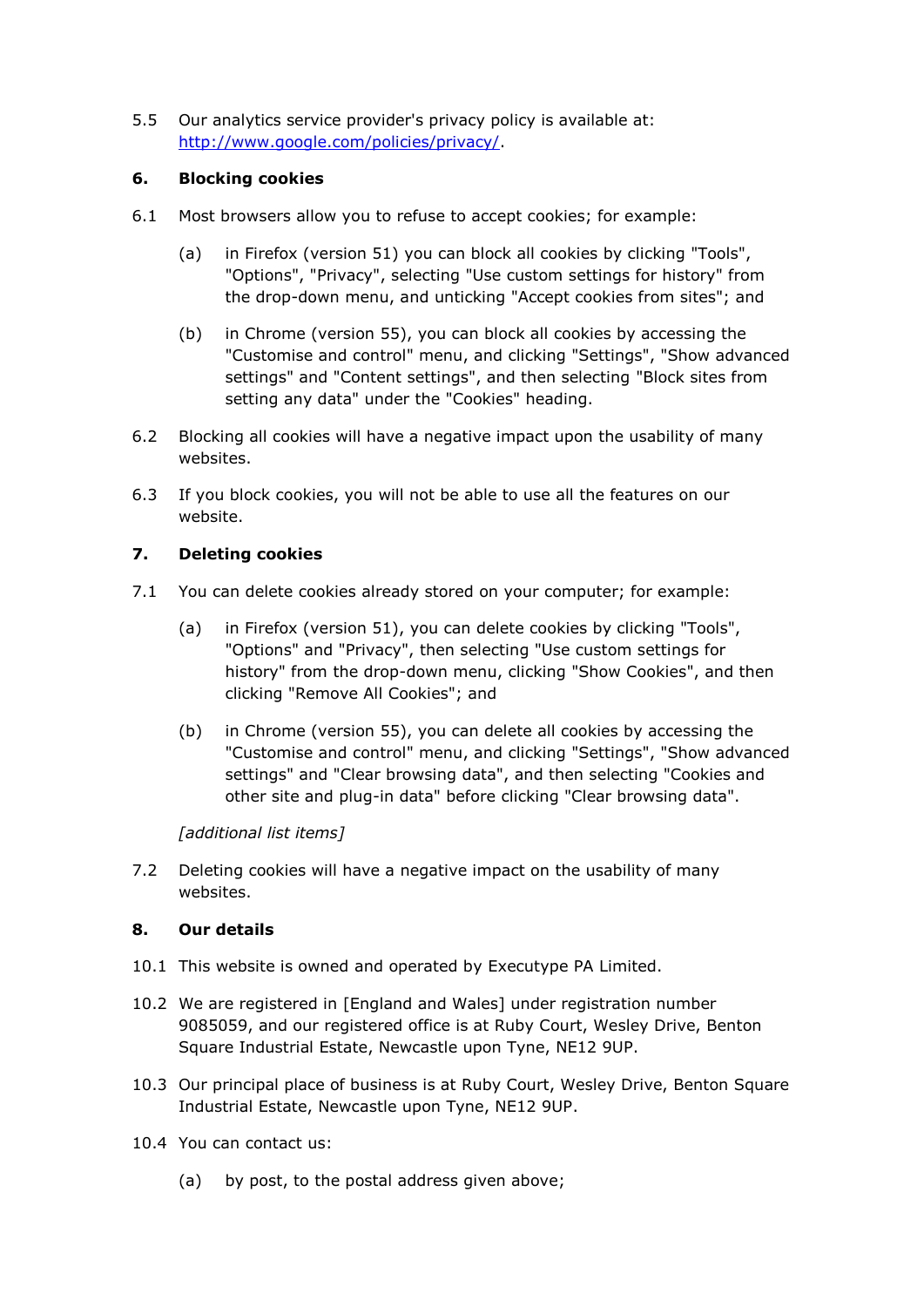5.5 Our analytics service provider's privacy policy is available at: [http://www.google.com/policies/privacy/](http://www.google.com/policies/privacy/).

## 6. Blocking cookies

6.1 Most browsers allow you to refuse to accept cookies; for example:

(a) in Firefox (version 51) you can block all cookies by clicking "Tools", "Options", "Privacy", selecting "Use custom settings for history" from the drop-down menu, and unticking "Accept cookies from sites"; and

(b) in Chrome (version 55), you can block all cookies by accessing the "Customise and control" menu, and clicking "Settings", "Show advanced settings" and "Content settings", and then selecting "Block sites from setting any data" under the "Cookies" heading.

6.2 Blocking all cookies will have a negative impact upon the usability of many websites.

6.3 If you block cookies, you will not be able to use all the features on our website.

## 7. Deleting cookies

7.1 You can delete cookies already stored on your computer; for example:

(a) in Firefox (version 51), you can delete cookies by clicking "Tools", "Options" and "Privacy", then selecting "Use custom settings for history" from the drop-down menu, clicking "Show Cookies", and then clicking "Remove All Cookies"; and

(b) in Chrome (version 55), you can delete all cookies by accessing the "Customise and control" menu, and clicking "Settings", "Show advanced settings" and "Clear browsing data", and then selecting "Cookies and other site and plug-in data" before clicking "Clear browsing data".

*[additional list items]*

7.2 Deleting cookies will have a negative impact on the usability of many websites.

## 8. Our details

10.1 This website is owned and operated by Executype PA Limited.

10.2 We are registered in [England and Wales] under registration number 9085059, and our registered office is at Ruby Court, Wesley Drive, Benton Square Industrial Estate, Newcastle upon Tyne, NE12 9UP.

10.3 Our principal place of business is at Ruby Court, Wesley Drive, Benton Square Industrial Estate, Newcastle upon Tyne, NE12 9UP.

10.4 You can contact us:

(a) by post, to the postal address given above;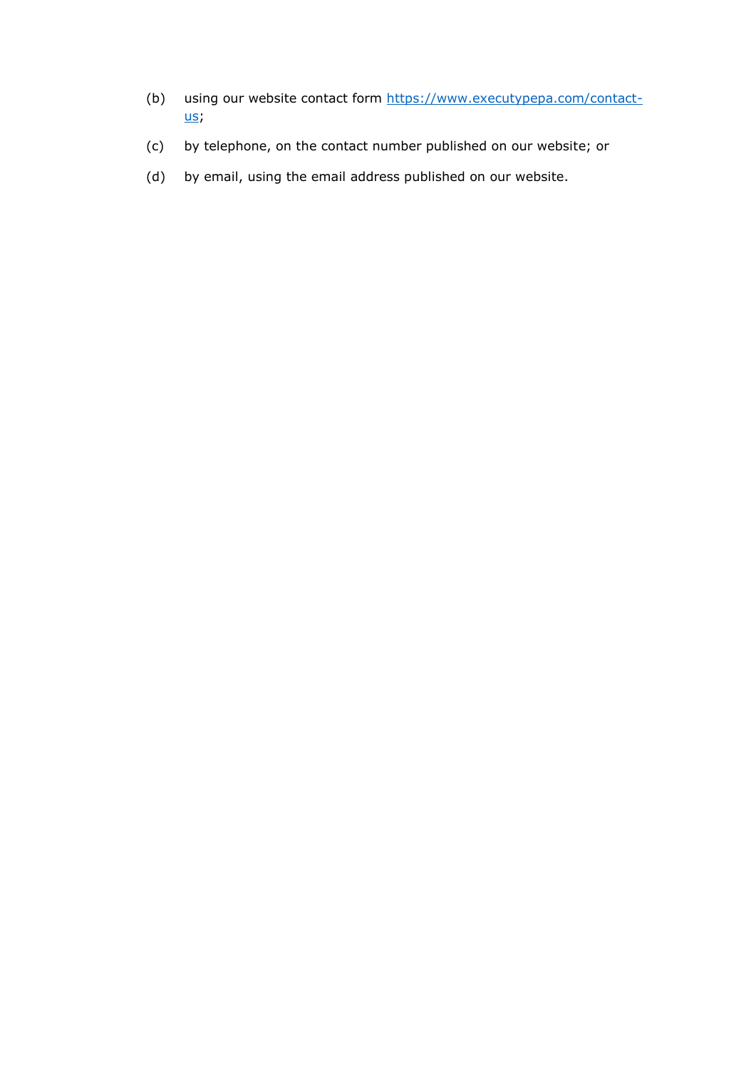(b) using our website contact form [https://www.executypepa.com/contact-us](https://www.executypepa.com/contact-us);

(c) by telephone, on the contact number published on our website; or

(d) by email, using the email address published on our website.